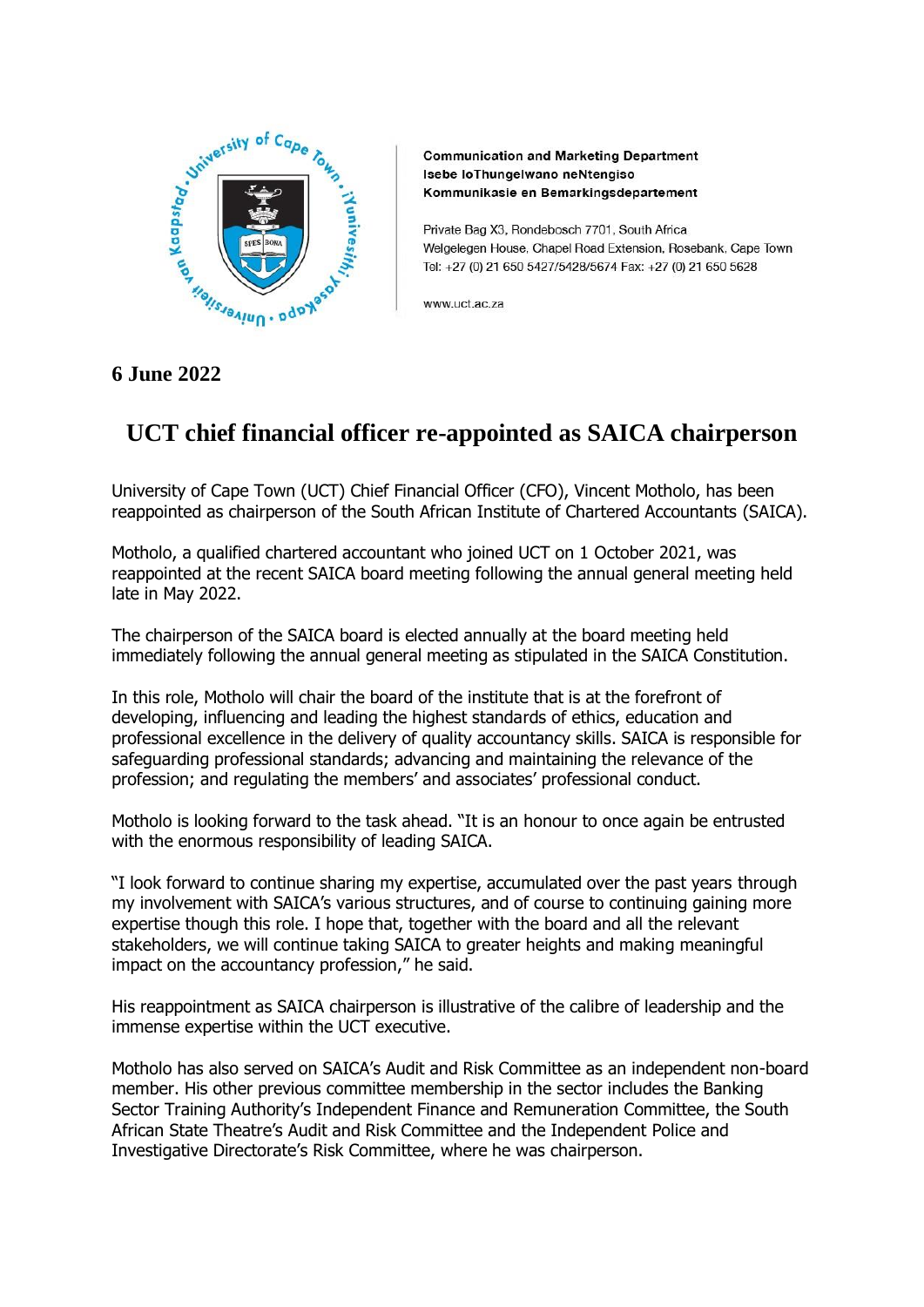**Communication and Marketing Department**
**Isebe loThungelwano neNtengiso**
**Kommunikasie en Bemarkingsdepartement**

Private Bag X3, Rondebosch 7701, South Africa
Welgelegen House, Chapel Road Extension, Rosebank, Cape Town
Tel: +27 (0) 21 650 5427/5428/5674 Fax: +27 (0) 21 650 5628

www.uct.ac.za

**6 June 2022**

# UCT chief financial officer re-appointed as SAICA chairperson

University of Cape Town (UCT) Chief Financial Officer (CFO), Vincent Motholo, has been reappointed as chairperson of the South African Institute of Chartered Accountants (SAICA).

Motholo, a qualified chartered accountant who joined UCT on 1 October 2021, was reappointed at the recent SAICA board meeting following the annual general meeting held late in May 2022.

The chairperson of the SAICA board is elected annually at the board meeting held immediately following the annual general meeting as stipulated in the SAICA Constitution.

In this role, Motholo will chair the board of the institute that is at the forefront of developing, influencing and leading the highest standards of ethics, education and professional excellence in the delivery of quality accountancy skills. SAICA is responsible for safeguarding professional standards; advancing and maintaining the relevance of the profession; and regulating the members' and associates' professional conduct.

Motholo is looking forward to the task ahead. "It is an honour to once again be entrusted with the enormous responsibility of leading SAICA.

"I look forward to continue sharing my expertise, accumulated over the past years through my involvement with SAICA's various structures, and of course to continuing gaining more expertise though this role. I hope that, together with the board and all the relevant stakeholders, we will continue taking SAICA to greater heights and making meaningful impact on the accountancy profession," he said.

His reappointment as SAICA chairperson is illustrative of the calibre of leadership and the immense expertise within the UCT executive.

Motholo has also served on SAICA's Audit and Risk Committee as an independent non-board member. His other previous committee membership in the sector includes the Banking Sector Training Authority's Independent Finance and Remuneration Committee, the South African State Theatre's Audit and Risk Committee and the Independent Police and Investigative Directorate's Risk Committee, where he was chairperson.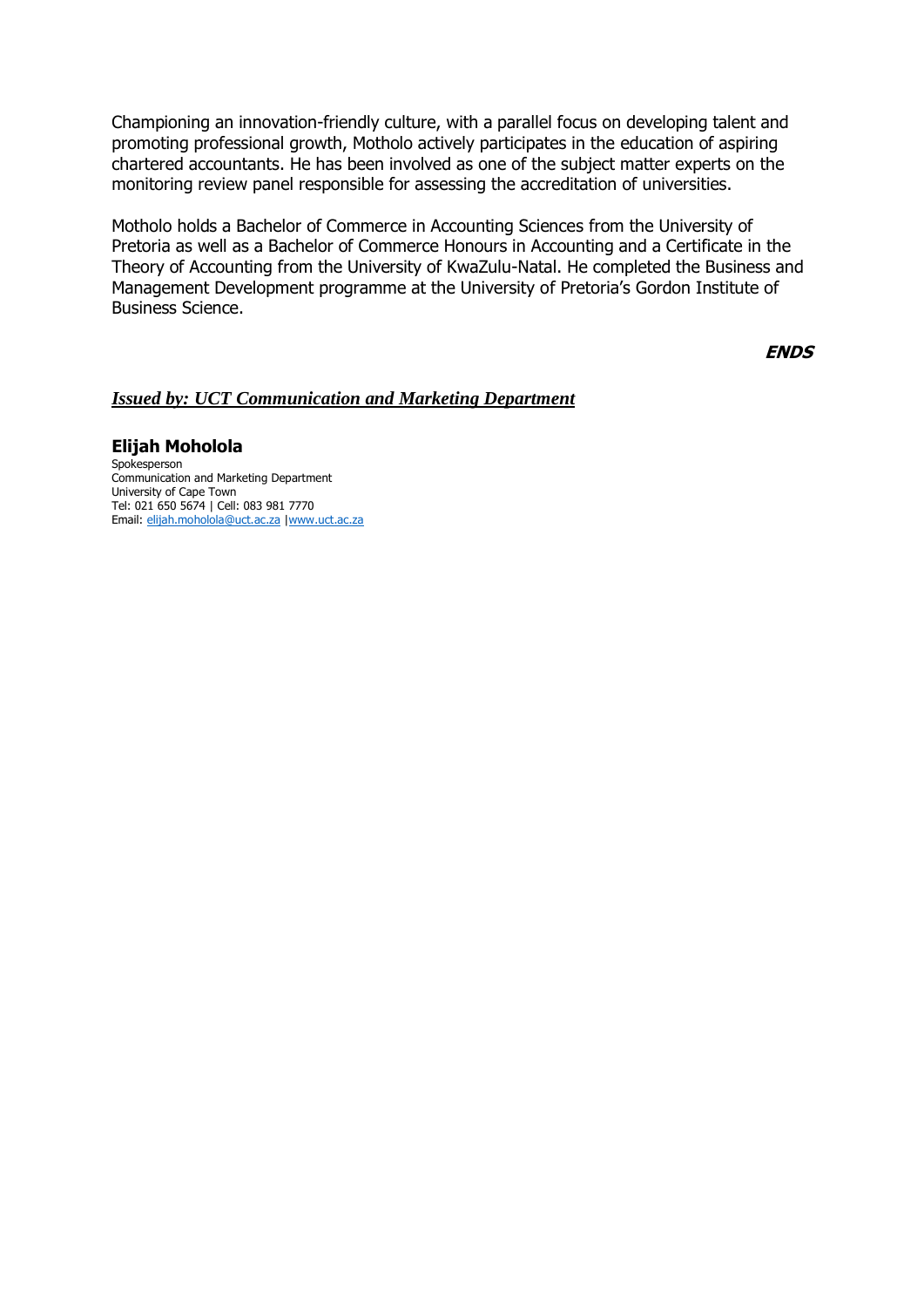Championing an innovation-friendly culture, with a parallel focus on developing talent and promoting professional growth, Motholo actively participates in the education of aspiring chartered accountants. He has been involved as one of the subject matter experts on the monitoring review panel responsible for assessing the accreditation of universities.

Motholo holds a Bachelor of Commerce in Accounting Sciences from the University of Pretoria as well as a Bachelor of Commerce Honours in Accounting and a Certificate in the Theory of Accounting from the University of KwaZulu-Natal. He completed the Business and Management Development programme at the University of Pretoria's Gordon Institute of Business Science.

***ENDS***

***Issued by: UCT Communication and Marketing Department***

**Elijah Moholola**
Spokesperson
Communication and Marketing Department
University of Cape Town
Tel: 021 650 5674 | Cell: 083 981 7770
Email: elijah.moholola@uct.ac.za |www.uct.ac.za